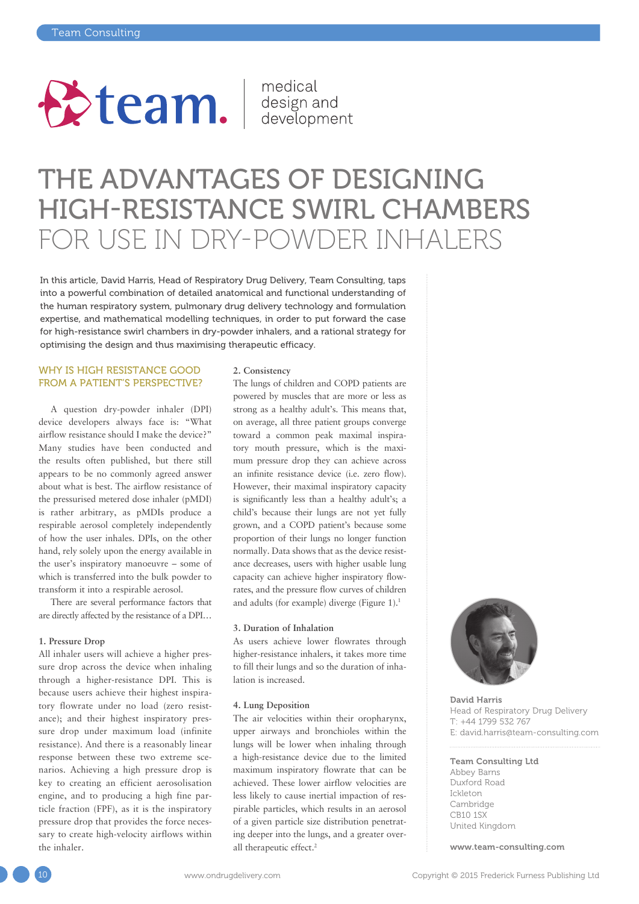# THE ADVANTAGES OF DESIGNING HIGH-RESISTANCE SWIRL CHAMBERS FOR USE IN DRY-POWDER INHALERS

In this article, David Harris, Head of Respiratory Drug Delivery, Team Consulting, taps into a powerful combination of detailed anatomical and functional understanding of the human respiratory system, pulmonary drug delivery technology and formulation expertise, and mathematical modelling techniques, in order to put forward the case for high-resistance swirl chambers in dry-powder inhalers, and a rational strategy for optimising the design and thus maximising therapeutic efficacy.

## WHY IS HIGH RESISTANCE GOOD FROM A PATIENT'S PERSPECTIVE?

A question dry-powder inhaler (DPI) device developers always face is: "What airflow resistance should I make the device?" Many studies have been conducted and the results often published, but there still appears to be no commonly agreed answer about what is best. The airflow resistance of the pressurised metered dose inhaler (pMDI) is rather arbitrary, as pMDIs produce a respirable aerosol completely independently of how the user inhales. DPIs, on the other hand, rely solely upon the energy available in the user's inspiratory manoeuvre – some of which is transferred into the bulk powder to transform it into a respirable aerosol.

There are several performance factors that are directly affected by the resistance of a DPI…

### 1. Pressure Drop

All inhaler users will achieve a higher pressure drop across the device when inhaling through a higher-resistance DPI. This is because users achieve their highest inspiratory flowrate under no load (zero resistance); and their highest inspiratory pressure drop under maximum load (infinite resistance). And there is a reasonably linear response between these two extreme scenarios. Achieving a high pressure drop is key to creating an efficient aerosolisation engine, and to producing a high fine particle fraction (FPF), as it is the inspiratory pressure drop that provides the force necessary to create high-velocity airflows within the inhaler.

### 2. Consistency

The lungs of children and COPD patients are powered by muscles that are more or less as strong as a healthy adult's. This means that, on average, all three patient groups converge toward a common peak maximal inspiratory mouth pressure, which is the maximum pressure drop they can achieve across an infinite resistance device (i.e. zero flow). However, their maximal inspiratory capacity is significantly less than a healthy adult's; a child's because their lungs are not yet fully grown, and a COPD patient's because some proportion of their lungs no longer function normally. Data shows that as the device resistance decreases, users with higher usable lung capacity can achieve higher inspiratory flowrates, and the pressure flow curves of children and adults (for example) diverge (Figure 1).[1]

### 3. Duration of Inhalation

As users achieve lower flowrates through higher-resistance inhalers, it takes more time to fill their lungs and so the duration of inhalation is increased.

### 4. Lung Deposition

The air velocities within their oropharynx, upper airways and bronchioles within the lungs will be lower when inhaling through a high-resistance device due to the limited maximum inspiratory flowrate that can be achieved. These lower airflow velocities are less likely to cause inertial impaction of respirable particles, which results in an aerosol of a given particle size distribution penetrating deeper into the lungs, and a greater overall therapeutic effect.[2]

**David Harris**
Head of Respiratory Drug Delivery
T: +44 1799 532 767
E: david.harris@team-consulting.com

**Team Consulting Ltd**
Abbey Barns
Duxford Road
Ickleton
Cambridge
CB10 1SX
United Kingdom

**www.team-consulting.com**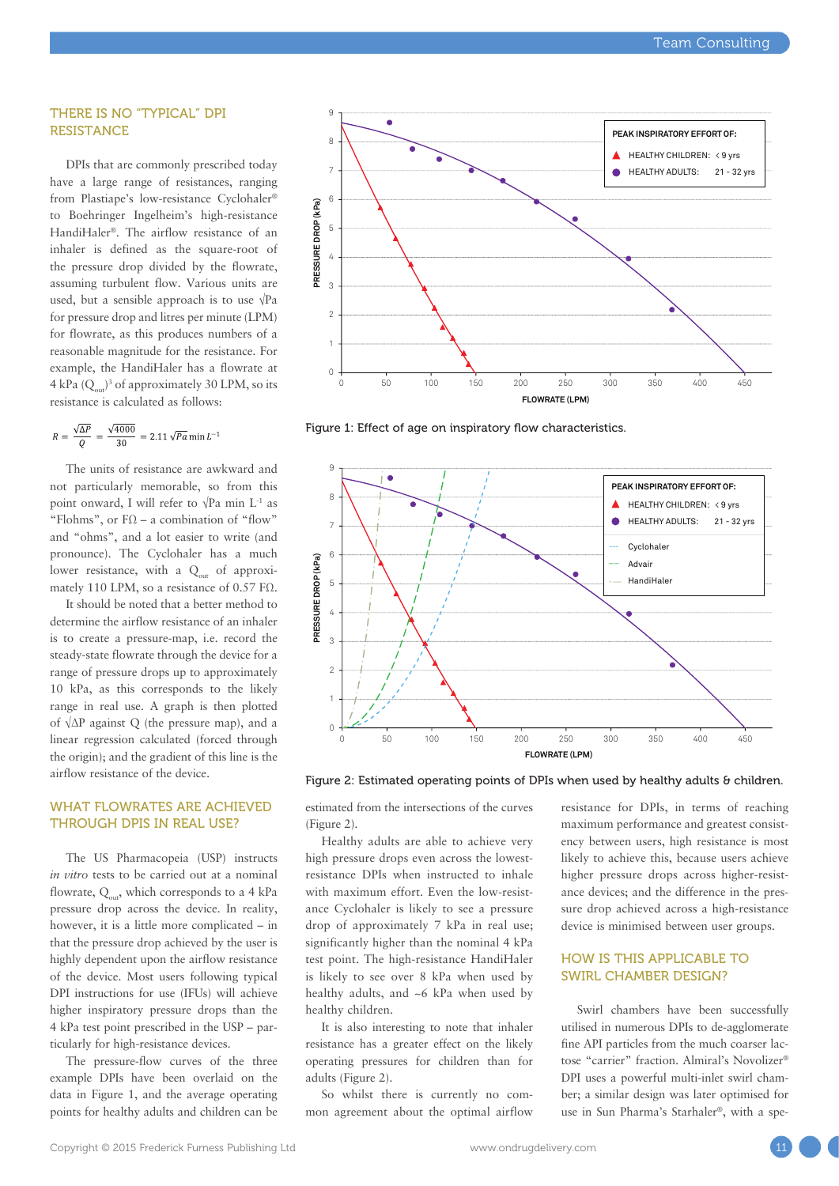## THERE IS NO "TYPICAL" DPI RESISTANCE

DPIs that are commonly prescribed today have a large range of resistances, ranging from Plastiape's low-resistance Cyclohaler® to Boehringer Ingelheim's high-resistance HandiHaler®. The airflow resistance of an inhaler is defined as the square-root of the pressure drop divided by the flowrate, assuming turbulent flow. Various units are used, but a sensible approach is to use √Pa for pressure drop and litres per minute (LPM) for flowrate, as this produces numbers of a reasonable magnitude for the resistance. For example, the HandiHaler has a flowrate at 4 kPa ($Q_{out}$)[3] of approximately 30 LPM, so its resistance is calculated as follows:

$$R = \frac{\sqrt{\Delta P}}{Q} = \frac{\sqrt{4000}}{30} = 2.11\,\sqrt{Pa}\,\mathrm{min}\,L^{-1}$$

The units of resistance are awkward and not particularly memorable, so from this point onward, I will refer to √Pa min $L^{-1}$ as "Flohms", or FΩ – a combination of "flow" and "ohms", and a lot easier to write (and pronounce). The Cyclohaler has a much lower resistance, with a $Q_{out}$ of approximately 110 LPM, so a resistance of 0.57 FΩ.

It should be noted that a better method to determine the airflow resistance of an inhaler is to create a pressure-map, i.e. record the steady-state flowrate through the device for a range of pressure drops up to approximately 10 kPa, as this corresponds to the likely range in real use. A graph is then plotted of √ΔP against Q (the pressure map), and a linear regression calculated (forced through the origin); and the gradient of this line is the airflow resistance of the device.

## WHAT FLOWRATES ARE ACHIEVED THROUGH DPIS IN REAL USE?

The US Pharmacopeia (USP) instructs *in vitro* tests to be carried out at a nominal flowrate, $Q_{out}$, which corresponds to a 4 kPa pressure drop across the device. In reality, however, it is a little more complicated – in that the pressure drop achieved by the user is highly dependent upon the airflow resistance of the device. Most users following typical DPI instructions for use (IFUs) will achieve higher inspiratory pressure drops than the 4 kPa test point prescribed in the USP – particularly for high-resistance devices.

The pressure-flow curves of the three example DPIs have been overlaid on the data in Figure 1, and the average operating points for healthy adults and children can be estimated from the intersections of the curves (Figure 2).

Figure 1: Effect of age on inspiratory flow characteristics.

Figure 2: Estimated operating points of DPIs when used by healthy adults & children.

Healthy adults are able to achieve very high pressure drops even across the lowest-resistance DPIs when instructed to inhale with maximum effort. Even the low-resistance Cyclohaler is likely to see a pressure drop of approximately 7 kPa in real use; significantly higher than the nominal 4 kPa test point. The high-resistance HandiHaler is likely to see over 8 kPa when used by healthy adults, and ~6 kPa when used by healthy children.

It is also interesting to note that inhaler resistance has a greater effect on the likely operating pressures for children than for adults (Figure 2).

So whilst there is currently no common agreement about the optimal airflow resistance for DPIs, in terms of reaching maximum performance and greatest consistency between users, high resistance is most likely to achieve this, because users achieve higher pressure drops across higher-resistance devices; and the difference in the pressure drop achieved across a high-resistance device is minimised between user groups.

## HOW IS THIS APPLICABLE TO SWIRL CHAMBER DESIGN?

Swirl chambers have been successfully utilised in numerous DPIs to de-agglomerate fine API particles from the much coarser lactose "carrier" fraction. Almiral's Novolizer® DPI uses a powerful multi-inlet swirl chamber; a similar design was later optimised for use in Sun Pharma's Starhaler®, with a spe-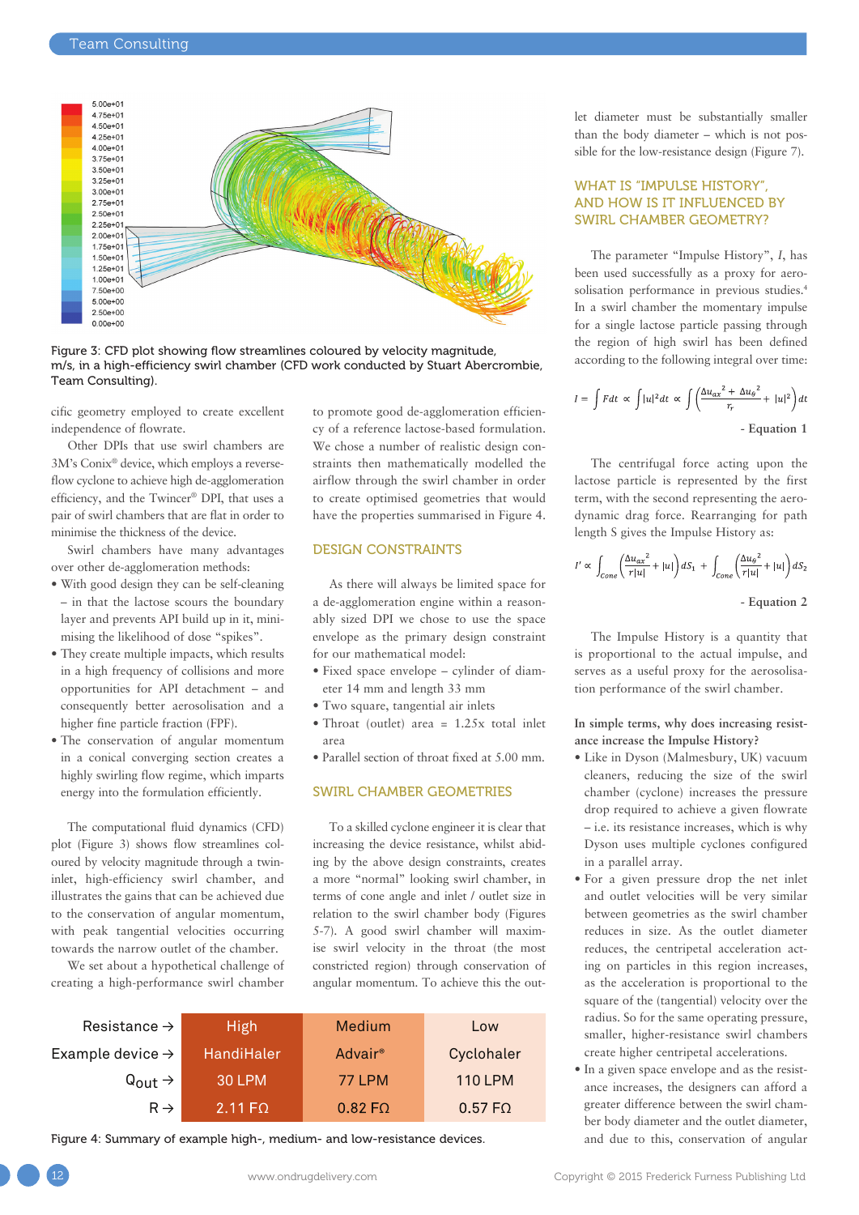Figure 3: CFD plot showing flow streamlines coloured by velocity magnitude, m/s, in a high-efficiency swirl chamber (CFD work conducted by Stuart Abercrombie, Team Consulting).

cific geometry employed to create excellent independence of flowrate.

Other DPIs that use swirl chambers are 3M's Conix® device, which employs a reverse-flow cyclone to achieve high de-agglomeration efficiency, and the Twincer® DPI, that uses a pair of swirl chambers that are flat in order to minimise the thickness of the device.

Swirl chambers have many advantages over other de-agglomeration methods:

- With good design they can be self-cleaning – in that the lactose scours the boundary layer and prevents API build up in it, minimising the likelihood of dose "spikes".
- They create multiple impacts, which results in a high frequency of collisions and more opportunities for API detachment – and consequently better aerosolisation and a higher fine particle fraction (FPF).
- The conservation of angular momentum in a conical converging section creates a highly swirling flow regime, which imparts energy into the formulation efficiently.

The computational fluid dynamics (CFD) plot (Figure 3) shows flow streamlines coloured by velocity magnitude through a twin-inlet, high-efficiency swirl chamber, and illustrates the gains that can be achieved due to the conservation of angular momentum, with peak tangential velocities occurring towards the narrow outlet of the chamber.

We set about a hypothetical challenge of creating a high-performance swirl chamber to promote good de-agglomeration efficiency of a reference lactose-based formulation. We chose a number of realistic design constraints then mathematically modelled the airflow through the swirl chamber in order to create optimised geometries that would have the properties summarised in Figure 4.

## DESIGN CONSTRAINTS

As there will always be limited space for a de-agglomeration engine within a reasonably sized DPI we chose to use the space envelope as the primary design constraint for our mathematical model:

- Fixed space envelope – cylinder of diameter 14 mm and length 33 mm
- Two square, tangential air inlets
- Throat (outlet) area = 1.25x total inlet area
- Parallel section of throat fixed at 5.00 mm.

## SWIRL CHAMBER GEOMETRIES

To a skilled cyclone engineer it is clear that increasing the device resistance, whilst abiding by the above design constraints, creates a more "normal" looking swirl chamber, in terms of cone angle and inlet / outlet size in relation to the swirl chamber body (Figures 5-7). A good swirl chamber will maximise swirl velocity in the throat (the most constricted region) through conservation of angular momentum. To achieve this the outlet diameter must be substantially smaller than the body diameter – which is not possible for the low-resistance design (Figure 7).

| Resistance → | High | Medium | Low |
|---|---|---|---|
| Example device → | HandiHaler | Advair® | Cyclohaler |
| $Q_{out}$ → | 30 LPM | 77 LPM | 110 LPM |
| R → | 2.11 FΩ | 0.82 FΩ | 0.57 FΩ |

Figure 4: Summary of example high-, medium- and low-resistance devices.

## WHAT IS "IMPULSE HISTORY", AND HOW IS IT INFLUENCED BY SWIRL CHAMBER GEOMETRY?

The parameter "Impulse History", *I*, has been used successfully as a proxy for aerosolisation performance in previous studies.[4] In a swirl chamber the momentary impulse for a single lactose particle passing through the region of high swirl has been defined according to the following integral over time:

$$I = \int F dt \propto \int |u|^2 dt \propto \int \left( \frac{\Delta u_{ax}{}^2 + \Delta u_{\theta}{}^2}{r_r} + |u|^2 \right) dt$$

\- Equation 1

The centrifugal force acting upon the lactose particle is represented by the first term, with the second representing the aerodynamic drag force. Rearranging for path length S gives the Impulse History as:

$$I' \propto \int_{Cone} \left( \frac{\Delta u_{ax}{}^2}{r|u|} + |u| \right) dS_1 + \int_{Cone} \left( \frac{\Delta u_{\theta}{}^2}{r|u|} + |u| \right) dS_2$$

\- Equation 2

The Impulse History is a quantity that is proportional to the actual impulse, and serves as a useful proxy for the aerosolisation performance of the swirl chamber.

**In simple terms, why does increasing resistance increase the Impulse History?**

- Like in Dyson (Malmesbury, UK) vacuum cleaners, reducing the size of the swirl chamber (cyclone) increases the pressure drop required to achieve a given flowrate – i.e. its resistance increases, which is why Dyson uses multiple cyclones configured in a parallel array.
- For a given pressure drop the net inlet and outlet velocities will be very similar between geometries as the swirl chamber reduces in size. As the outlet diameter reduces, the centripetal acceleration acting on particles in this region increases, as the acceleration is proportional to the square of the (tangential) velocity over the radius. So for the same operating pressure, smaller, higher-resistance swirl chambers create higher centripetal accelerations.
- In a given space envelope and as the resistance increases, the designers can afford a greater difference between the swirl chamber body diameter and the outlet diameter, and due to this, conservation of angular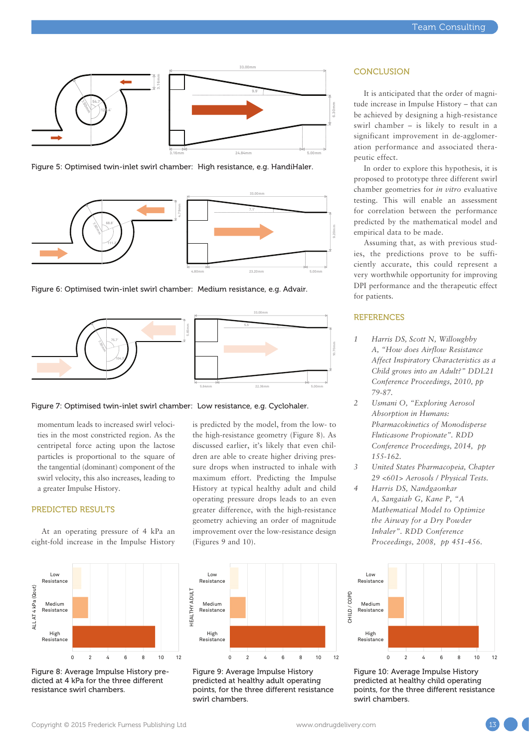Figure 5: Optimised twin-inlet swirl chamber: High resistance, e.g. HandiHaler.

Figure 6: Optimised twin-inlet swirl chamber: Medium resistance, e.g. Advair.

Figure 7: Optimised twin-inlet swirl chamber: Low resistance, e.g. Cyclohaler.

momentum leads to increased swirl velocities in the most constricted region. As the centripetal force acting upon the lactose particles is proportional to the square of the tangential (dominant) component of the swirl velocity, this also increases, leading to a greater Impulse History.

## PREDICTED RESULTS

At an operating pressure of 4 kPa an eight-fold increase in the Impulse History is predicted by the model, from the low- to the high-resistance geometry (Figure 8). As discussed earlier, it's likely that even children are able to create higher driving pressure drops when instructed to inhale with maximum effort. Predicting the Impulse History at typical healthy adult and child operating pressure drops leads to an even greater difference, with the high-resistance geometry achieving an order of magnitude improvement over the low-resistance design (Figures 9 and 10).

## CONCLUSION

It is anticipated that the order of magnitude increase in Impulse History – that can be achieved by designing a high-resistance swirl chamber – is likely to result in a significant improvement in de-agglomeration performance and associated therapeutic effect.

In order to explore this hypothesis, it is proposed to prototype three different swirl chamber geometries for *in vitro* evaluative testing. This will enable an assessment for correlation between the performance predicted by the mathematical model and empirical data to be made.

Assuming that, as with previous studies, the predictions prove to be sufficiently accurate, this could represent a very worthwhile opportunity for improving DPI performance and the therapeutic effect for patients.

## REFERENCES

1. *Harris DS, Scott N, Willoughby A, "How does Airflow Resistance Affect Inspiratory Characteristics as a Child grows into an Adult?" DDL21 Conference Proceedings, 2010, pp 79-87.*
2. *Usmani O, "Exploring Aerosol Absorption in Humans: Pharmacokinetics of Monodisperse Fluticasone Propionate". RDD Conference Proceedings, 2014, pp 155-162.*
3. *United States Pharmacopeia, Chapter 29 <601> Aerosols / Physical Tests.*
4. *Harris DS, Nandgaonkar A, Sangaiah G, Kane P, "A Mathematical Model to Optimize the Airway for a Dry Powder Inhaler". RDD Conference Proceedings, 2008, pp 451-456.*

Figure 8: Average Impulse History predicted at 4 kPa for the three different resistance swirl chambers.

Figure 9: Average Impulse History predicted at healthy adult operating points, for the three different resistance swirl chambers.

Figure 10: Average Impulse History predicted at healthy child operating points, for the three different resistance swirl chambers.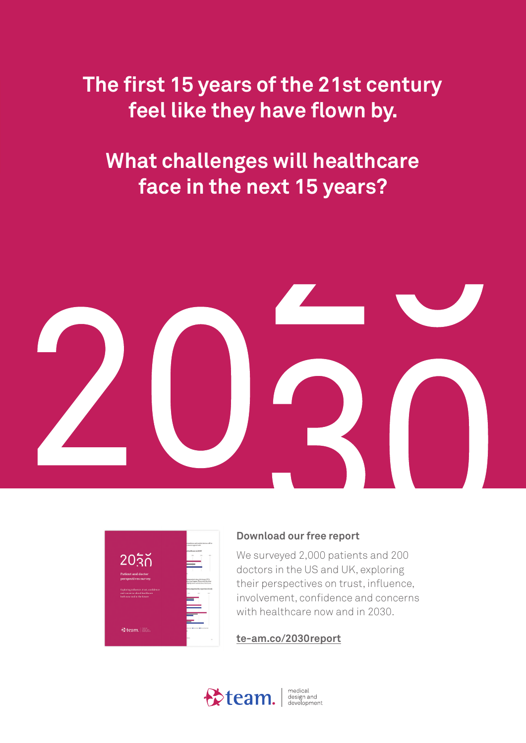# The first 15 years of the 21st century feel like they have flown by.

# What challenges will healthcare face in the next 15 years?

2030

**Download our free report**

We surveyed 2,000 patients and 200 doctors in the US and UK, exploring their perspectives on trust, influence, involvement, confidence and concerns with healthcare now and in 2030.

**te-am.co/2030report**

team. | medical design and development